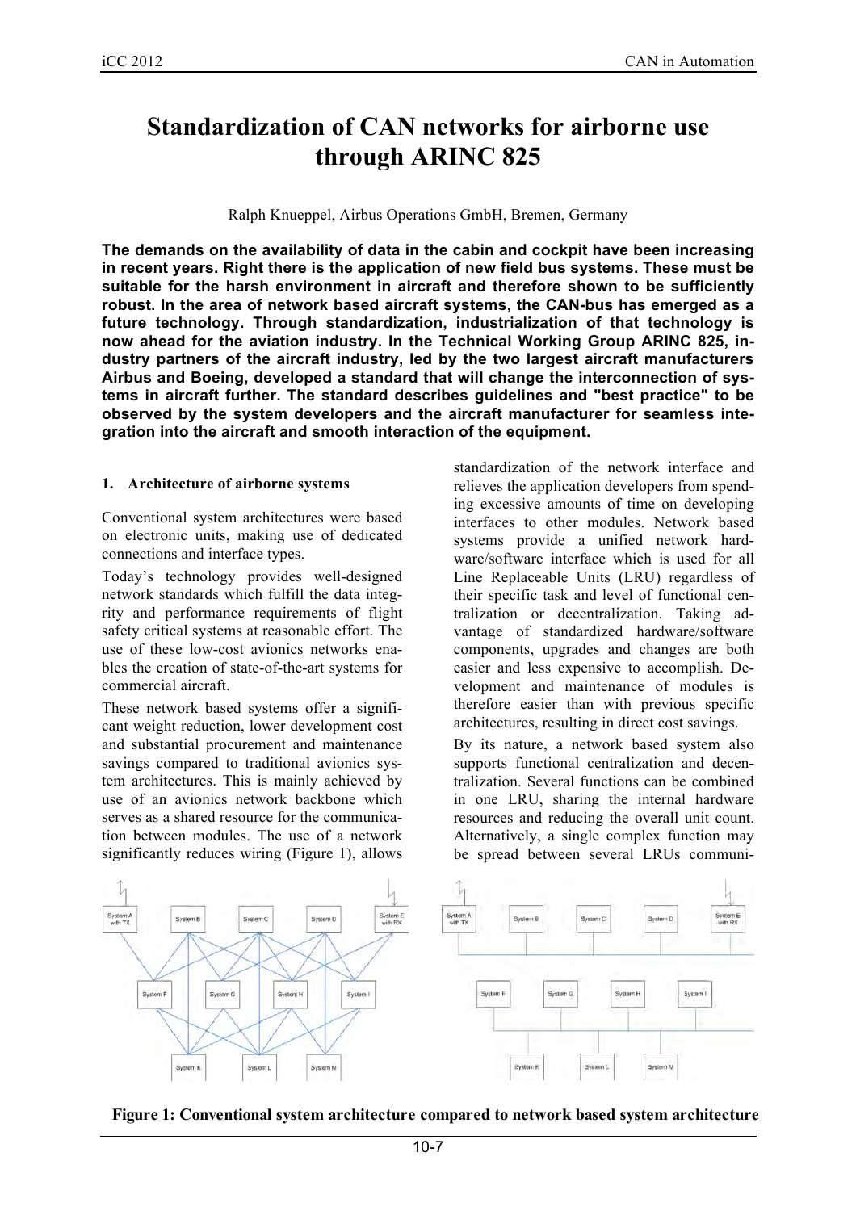# Standardization of CAN networks for airborne use through ARINC 825

Ralph Knueppel, Airbus Operations GmbH, Bremen, Germany

**The demands on the availability of data in the cabin and cockpit have been increasing in recent years. Right there is the application of new field bus systems. These must be suitable for the harsh environment in aircraft and therefore shown to be sufficiently robust. In the area of network based aircraft systems, the CAN-bus has emerged as a future technology. Through standardization, industrialization of that technology is now ahead for the aviation industry. In the Technical Working Group ARINC 825, industry partners of the aircraft industry, led by the two largest aircraft manufacturers Airbus and Boeing, developed a standard that will change the interconnection of systems in aircraft further. The standard describes guidelines and "best practice" to be observed by the system developers and the aircraft manufacturer for seamless integration into the aircraft and smooth interaction of the equipment.**

## 1. Architecture of airborne systems

Conventional system architectures were based on electronic units, making use of dedicated connections and interface types.

Today's technology provides well-designed network standards which fulfill the data integrity and performance requirements of flight safety critical systems at reasonable effort. The use of these low-cost avionics networks enables the creation of state-of-the-art systems for commercial aircraft.

These network based systems offer a significant weight reduction, lower development cost and substantial procurement and maintenance savings compared to traditional avionics system architectures. This is mainly achieved by use of an avionics network backbone which serves as a shared resource for the communication between modules. The use of a network significantly reduces wiring (Figure 1), allows standardization of the network interface and relieves the application developers from spending excessive amounts of time on developing interfaces to other modules. Network based systems provide a unified network hardware/software interface which is used for all Line Replaceable Units (LRU) regardless of their specific task and level of functional centralization or decentralization. Taking advantage of standardized hardware/software components, upgrades and changes are both easier and less expensive to accomplish. Development and maintenance of modules is therefore easier than with previous specific architectures, resulting in direct cost savings.

By its nature, a network based system also supports functional centralization and decentralization. Several functions can be combined in one LRU, sharing the internal hardware resources and reducing the overall unit count. Alternatively, a single complex function may be spread between several LRUs communi-

**Figure 1: Conventional system architecture compared to network based system architecture**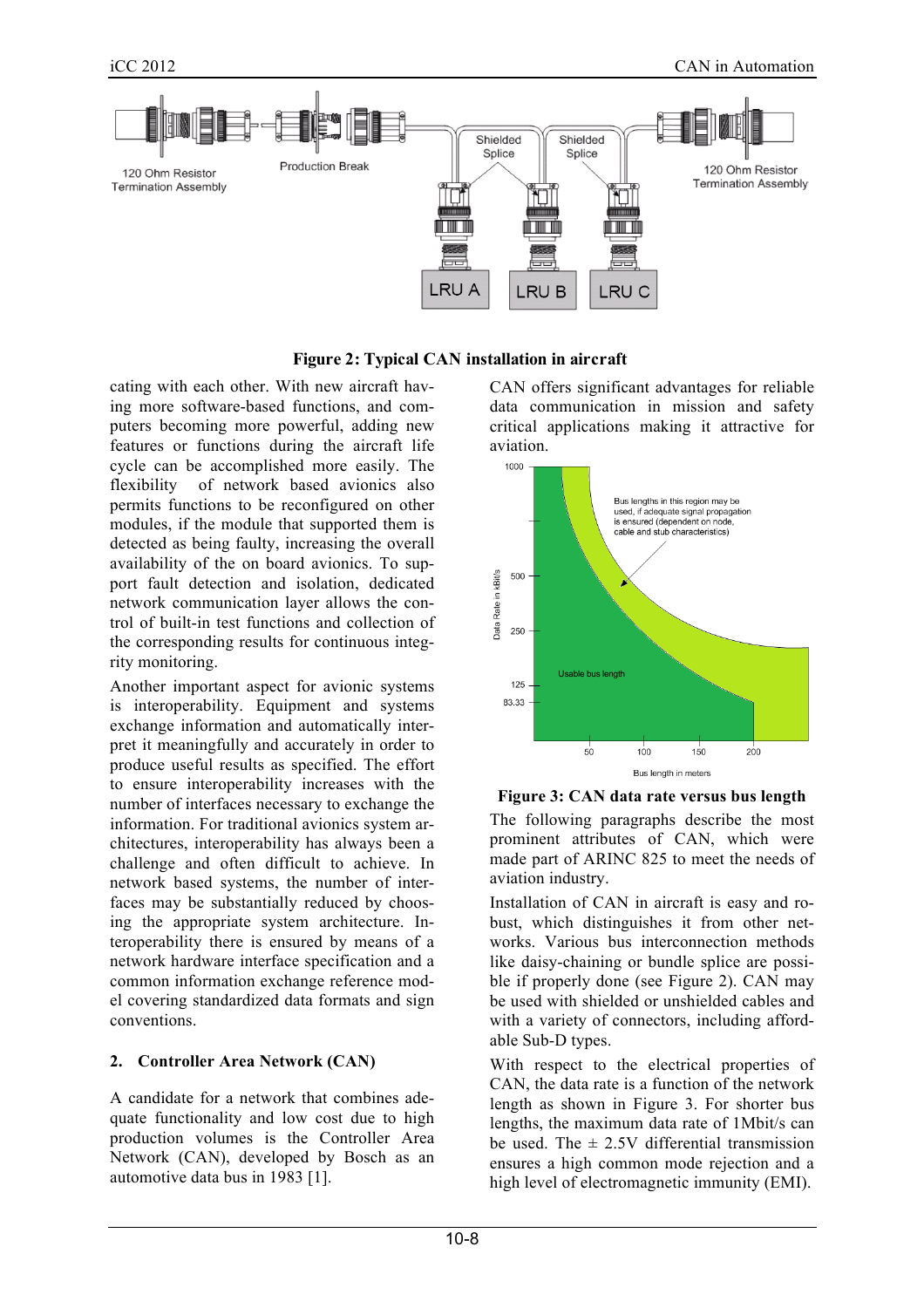**Figure 2: Typical CAN installation in aircraft**

cating with each other. With new aircraft having more software-based functions, and computers becoming more powerful, adding new features or functions during the aircraft life cycle can be accomplished more easily. The flexibility of network based avionics also permits functions to be reconfigured on other modules, if the module that supported them is detected as being faulty, increasing the overall availability of the on board avionics. To support fault detection and isolation, dedicated network communication layer allows the control of built-in test functions and collection of the corresponding results for continuous integrity monitoring.

Another important aspect for avionic systems is interoperability. Equipment and systems exchange information and automatically interpret it meaningfully and accurately in order to produce useful results as specified. The effort to ensure interoperability increases with the number of interfaces necessary to exchange the information. For traditional avionics system architectures, interoperability has always been a challenge and often difficult to achieve. In network based systems, the number of interfaces may be substantially reduced by choosing the appropriate system architecture. Interoperability there is ensured by means of a network hardware interface specification and a common information exchange reference model covering standardized data formats and sign conventions.

## 2. Controller Area Network (CAN)

A candidate for a network that combines adequate functionality and low cost due to high production volumes is the Controller Area Network (CAN), developed by Bosch as an automotive data bus in 1983 [1].

CAN offers significant advantages for reliable data communication in mission and safety critical applications making it attractive for aviation.

**Figure 3: CAN data rate versus bus length**

The following paragraphs describe the most prominent attributes of CAN, which were made part of ARINC 825 to meet the needs of aviation industry.

Installation of CAN in aircraft is easy and robust, which distinguishes it from other networks. Various bus interconnection methods like daisy-chaining or bundle splice are possible if properly done (see Figure 2). CAN may be used with shielded or unshielded cables and with a variety of connectors, including affordable Sub-D types.

With respect to the electrical properties of CAN, the data rate is a function of the network length as shown in Figure 3. For shorter bus lengths, the maximum data rate of 1Mbit/s can be used. The ± 2.5V differential transmission ensures a high common mode rejection and a high level of electromagnetic immunity (EMI).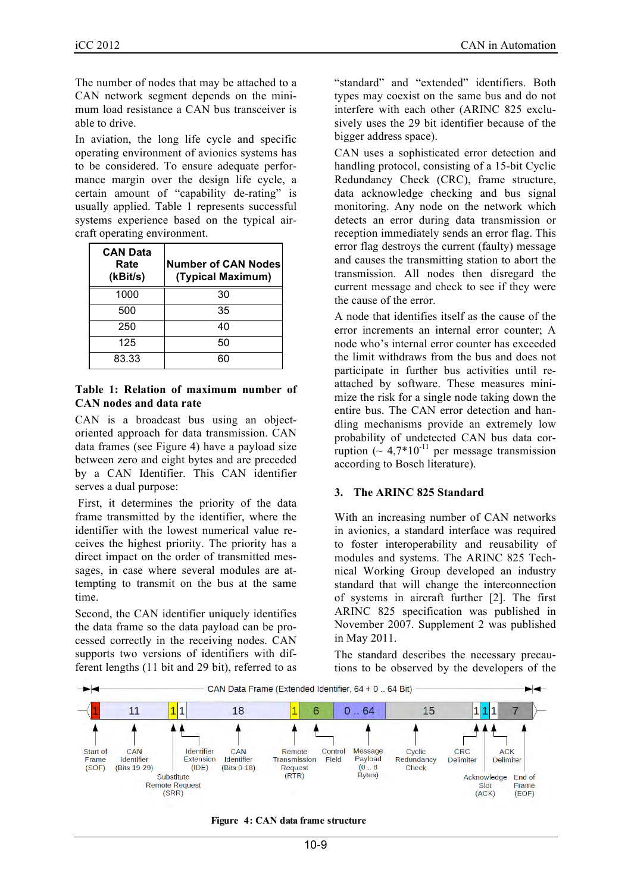The number of nodes that may be attached to a CAN network segment depends on the minimum load resistance a CAN bus transceiver is able to drive.

In aviation, the long life cycle and specific operating environment of avionics systems has to be considered. To ensure adequate performance margin over the design life cycle, a certain amount of "capability de-rating" is usually applied. Table 1 represents successful systems experience based on the typical aircraft operating environment.

| CAN Data Rate (kBit/s) | Number of CAN Nodes (Typical Maximum) |
|---|---|
| 1000 | 30 |
| 500 | 35 |
| 250 | 40 |
| 125 | 50 |
| 83.33 | 60 |

**Table 1: Relation of maximum number of CAN nodes and data rate**

CAN is a broadcast bus using an object-oriented approach for data transmission. CAN data frames (see Figure 4) have a payload size between zero and eight bytes and are preceded by a CAN Identifier. This CAN identifier serves a dual purpose:

First, it determines the priority of the data frame transmitted by the identifier, where the identifier with the lowest numerical value receives the highest priority. The priority has a direct impact on the order of transmitted messages, in case where several modules are attempting to transmit on the bus at the same time.

Second, the CAN identifier uniquely identifies the data frame so the data payload can be processed correctly in the receiving nodes. CAN supports two versions of identifiers with different lengths (11 bit and 29 bit), referred to as "standard" and "extended" identifiers. Both types may coexist on the same bus and do not interfere with each other (ARINC 825 exclusively uses the 29 bit identifier because of the bigger address space).

CAN uses a sophisticated error detection and handling protocol, consisting of a 15-bit Cyclic Redundancy Check (CRC), frame structure, data acknowledge checking and bus signal monitoring. Any node on the network which detects an error during data transmission or reception immediately sends an error flag. This error flag destroys the current (faulty) message and causes the transmitting station to abort the transmission. All nodes then disregard the current message and check to see if they were the cause of the error.

A node that identifies itself as the cause of the error increments an internal error counter; A node who's internal error counter has exceeded the limit withdraws from the bus and does not participate in further bus activities until re-attached by software. These measures minimize the risk for a single node taking down the entire bus. The CAN error detection and handling mechanisms provide an extremely low probability of undetected CAN bus data corruption (~ $4{,}7 \cdot 10^{-11}$ per message transmission according to Bosch literature).

## 3. The ARINC 825 Standard

With an increasing number of CAN networks in avionics, a standard interface was required to foster interoperability and reusability of modules and systems. The ARINC 825 Technical Working Group developed an industry standard that will change the interconnection of systems in aircraft further [2]. The first ARINC 825 specification was published in November 2007. Supplement 2 was published in May 2011.

The standard describes the necessary precautions to be observed by the developers of the

CAN Data Frame (Extended Identifier, 64 + 0 .. 64 Bit)

| 1 | 11 | 1 | 1 | 18 | 1 | 6 | 0 .. 64 | 15 | 1 | 1 | 1 | 7 |
|---|---|---|---|---|---|---|---|---|---|---|---|---|
| Start of Frame (SOF) | CAN Identifier (Bits 19-29) | Substitute Remote Request (SRR) | Identifier Extension (IDE) | CAN Identifier (Bits 0-18) | Remote Transmission Request (RTR) | Control Field | Message Payload (0 .. 8 Bytes) | Cyclic Redundancy Check | CRC Delimiter | Acknowledge Slot (ACK) | ACK Delimiter | End of Frame (EOF) |

**Figure 4: CAN data frame structure**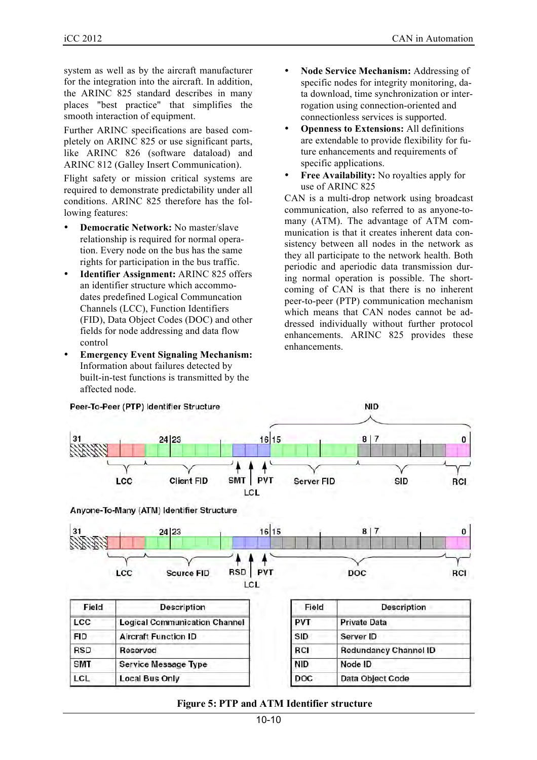system as well as by the aircraft manufacturer for the integration into the aircraft. In addition, the ARINC 825 standard describes in many places "best practice" that simplifies the smooth interaction of equipment.

Further ARINC specifications are based completely on ARINC 825 or use significant parts, like ARINC 826 (software dataload) and ARINC 812 (Galley Insert Communication).

Flight safety or mission critical systems are required to demonstrate predictability under all conditions. ARINC 825 therefore has the following features:

- **Democratic Network:** No master/slave relationship is required for normal operation. Every node on the bus has the same rights for participation in the bus traffic.
- **Identifier Assignment:** ARINC 825 offers an identifier structure which accommodates predefined Logical Communcation Channels (LCC), Function Identifiers (FID), Data Object Codes (DOC) and other fields for node addressing and data flow control
- **Emergency Event Signaling Mechanism:** Information about failures detected by built-in-test functions is transmitted by the affected node.
- **Node Service Mechanism:** Addressing of specific nodes for integrity monitoring, data download, time synchronization or interrogation using connection-oriented and connectionless services is supported.
- **Openness to Extensions:** All definitions are extendable to provide flexibility for future enhancements and requirements of specific applications.
- **Free Availability:** No royalties apply for use of ARINC 825

CAN is a multi-drop network using broadcast communication, also referred to as anyone-to-many (ATM). The advantage of ATM communication is that it creates inherent data consistency between all nodes in the network as they all participate to the network health. Both periodic and aperiodic data transmission during normal operation is possible. The shortcoming of CAN is that there is no inherent peer-to-peer (PTP) communication mechanism which means that CAN nodes cannot be addressed individually without further protocol enhancements. ARINC 825 provides these enhancements.

Peer-To-Peer (PTP) Identifier Structure

Bits 31 … 0: LCC (bits 28–26) | Client FID (bits 25–19) | SMT (bit 18) | LCL (bit 17) | PVT (bit 16) | NID (bits 15–1): Server FID (bits 15–9), SID (bits 8–2) | RCI (bits 1–0)

Anyone-To-Many (ATM) Identifier Structure

Bits 31 … 0: LCC (bits 28–26) | Source FID (bits 25–19) | RSD (bit 18) | LCL (bit 17) | PVT (bit 16) | DOC (bits 15–2) | RCI (bits 1–0)

| Field | Description |
|---|---|
| LCC | Logical Communication Channel |
| FID | Aircraft Function ID |
| RSD | Reserved |
| SMT | Service Message Type |
| LCL | Local Bus Only |

| Field | Description |
|---|---|
| PVT | Private Data |
| SID | Server ID |
| RCI | Redundancy Channel ID |
| NID | Node ID |
| DOC | Data Object Code |

**Figure 5: PTP and ATM Identifier structure**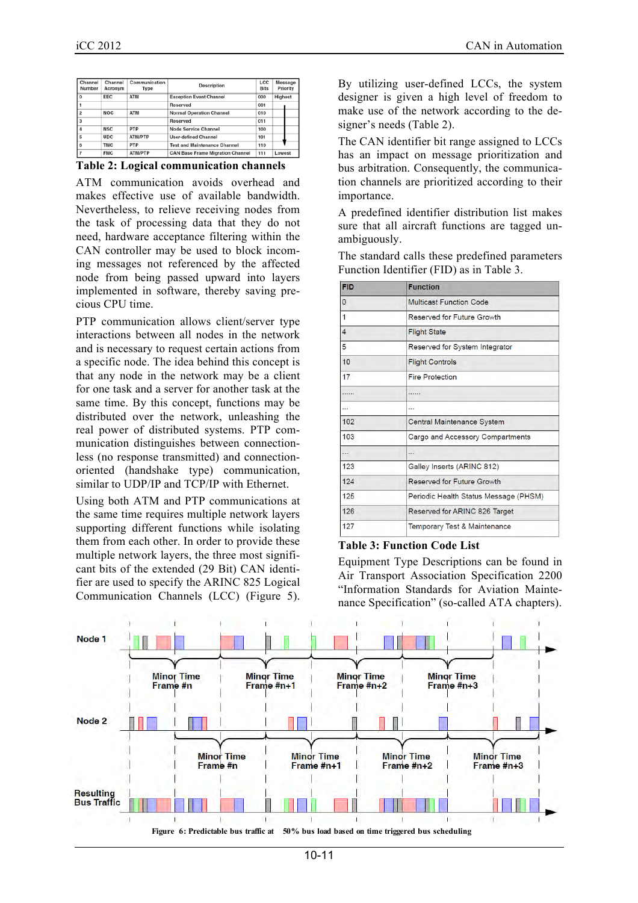| Channel Number | Channel Acronym | Communication Type | Description | LCC Bits | Message Priority |
|---|---|---|---|---|---|
| 0 | EEC | ATM | Exception Event Channel | 000 | Highest |
| 1 | | | Reserved | 001 | |
| 2 | NOC | ATM | Normal Operation Channel | 010 | |
| 3 | | | Reserved | 011 | |
| 4 | NSC | PTP | Node Service Channel | 100 | |
| 5 | UDC | ATM/PTP | User-defined Channel | 101 | |
| 6 | TMC | PTP | Test and Maintenance Channel | 110 | |
| 7 | FMC | ATM/PTP | CAN Base Frame Migration Channel | 111 | Lowest |

**Table 2: Logical communication channels**

ATM communication avoids overhead and makes effective use of available bandwidth. Nevertheless, to relieve receiving nodes from the task of processing data that they do not need, hardware acceptance filtering within the CAN controller may be used to block incoming messages not referenced by the affected node from being passed upward into layers implemented in software, thereby saving precious CPU time.

PTP communication allows client/server type interactions between all nodes in the network and is necessary to request certain actions from a specific node. The idea behind this concept is that any node in the network may be a client for one task and a server for another task at the same time. By this concept, functions may be distributed over the network, unleashing the real power of distributed systems. PTP communication distinguishes between connectionless (no response transmitted) and connection-oriented (handshake type) communication, similar to UDP/IP and TCP/IP with Ethernet.

Using both ATM and PTP communications at the same time requires multiple network layers supporting different functions while isolating them from each other. In order to provide these multiple network layers, the three most significant bits of the extended (29 Bit) CAN identifier are used to specify the ARINC 825 Logical Communication Channels (LCC) (Figure 5).

By utilizing user-defined LCCs, the system designer is given a high level of freedom to make use of the network according to the designer's needs (Table 2).

The CAN identifier bit range assigned to LCCs has an impact on message prioritization and bus arbitration. Consequently, the communication channels are prioritized according to their importance.

A predefined identifier distribution list makes sure that all aircraft functions are tagged unambiguously.

The standard calls these predefined parameters Function Identifier (FID) as in Table 3.

| FID | Function |
|---|---|
| 0 | Multicast Function Code |
| 1 | Reserved for Future Growth |
| 4 | Flight State |
| 5 | Reserved for System Integrator |
| 10 | Flight Controls |
| 17 | Fire Protection |
| ...... | ...... |
| ... | ... |
| 102 | Central Maintenance System |
| 103 | Cargo and Accessory Compartments |
| ... | ... |
| 123 | Galley Inserts (ARINC 812) |
| 124 | Reserved for Future Growth |
| 125 | Periodic Health Status Message (PHSM) |
| 126 | Reserved for ARINC 826 Target |
| 127 | Temporary Test & Maintenance |

**Table 3: Function Code List**

Equipment Type Descriptions can be found in Air Transport Association Specification 2200 "Information Standards for Aviation Maintenance Specification" (so-called ATA chapters).

Figure 6: Predictable bus traffic at 50% bus load based on time triggered bus scheduling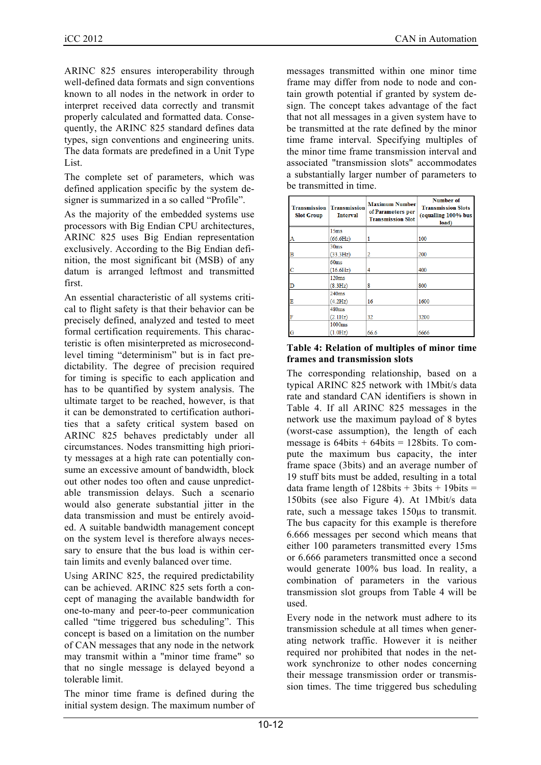ARINC 825 ensures interoperability through well-defined data formats and sign conventions known to all nodes in the network in order to interpret received data correctly and transmit properly calculated and formatted data. Consequently, the ARINC 825 standard defines data types, sign conventions and engineering units. The data formats are predefined in a Unit Type List.

The complete set of parameters, which was defined application specific by the system designer is summarized in a so called "Profile".

As the majority of the embedded systems use processors with Big Endian CPU architectures, ARINC 825 uses Big Endian representation exclusively. According to the Big Endian definition, the most significant bit (MSB) of any datum is arranged leftmost and transmitted first.

An essential characteristic of all systems critical to flight safety is that their behavior can be precisely defined, analyzed and tested to meet formal certification requirements. This characteristic is often misinterpreted as microsecond-level timing "determinism" but is in fact predictability. The degree of precision required for timing is specific to each application and has to be quantified by system analysis. The ultimate target to be reached, however, is that it can be demonstrated to certification authorities that a safety critical system based on ARINC 825 behaves predictably under all circumstances. Nodes transmitting high priority messages at a high rate can potentially consume an excessive amount of bandwidth, block out other nodes too often and cause unpredictable transmission delays. Such a scenario would also generate substantial jitter in the data transmission and must be entirely avoided. A suitable bandwidth management concept on the system level is therefore always necessary to ensure that the bus load is within certain limits and evenly balanced over time.

Using ARINC 825, the required predictability can be achieved. ARINC 825 sets forth a concept of managing the available bandwidth for one-to-many and peer-to-peer communication called "time triggered bus scheduling". This concept is based on a limitation on the number of CAN messages that any node in the network may transmit within a "minor time frame" so that no single message is delayed beyond a tolerable limit.

The minor time frame is defined during the initial system design. The maximum number of messages transmitted within one minor time frame may differ from node to node and contain growth potential if granted by system design. The concept takes advantage of the fact that not all messages in a given system have to be transmitted at the rate defined by the minor time frame interval. Specifying multiples of the minor time frame transmission interval and associated "transmission slots" accommodates a substantially larger number of parameters to be transmitted in time.

| Transmission Slot Group | Transmission Interval | Maximum Number of Parameters per Transmission Slot | Number of Transmission Slots (equalling 100% bus load) |
|---|---|---|---|
| A | 15ms (66.6Hz) | 1 | 100 |
| B | 30ms (33.3Hz) | 2 | 200 |
| C | 60ms (16.6Hz) | 4 | 400 |
| D | 120ms (8.3Hz) | 8 | 800 |
| E | 240ms (4.2Hz) | 16 | 1600 |
| F | 480ms (2.1Hz) | 32 | 3200 |
| G | 1000ms (1.0Hz) | 66.6 | 6666 |

**Table 4: Relation of multiples of minor time frames and transmission slots**

The corresponding relationship, based on a typical ARINC 825 network with 1Mbit/s data rate and standard CAN identifiers is shown in Table 4. If all ARINC 825 messages in the network use the maximum payload of 8 bytes (worst-case assumption), the length of each message is 64bits + 64bits = 128bits. To compute the maximum bus capacity, the inter frame space (3bits) and an average number of 19 stuff bits must be added, resulting in a total data frame length of 128bits + 3bits + 19bits = 150bits (see also Figure 4). At 1Mbit/s data rate, such a message takes 150µs to transmit. The bus capacity for this example is therefore 6.666 messages per second which means that either 100 parameters transmitted every 15ms or 6.666 parameters transmitted once a second would generate 100% bus load. In reality, a combination of parameters in the various transmission slot groups from Table 4 will be used.

Every node in the network must adhere to its transmission schedule at all times when generating network traffic. However it is neither required nor prohibited that nodes in the network synchronize to other nodes concerning their message transmission order or transmission times. The time triggered bus scheduling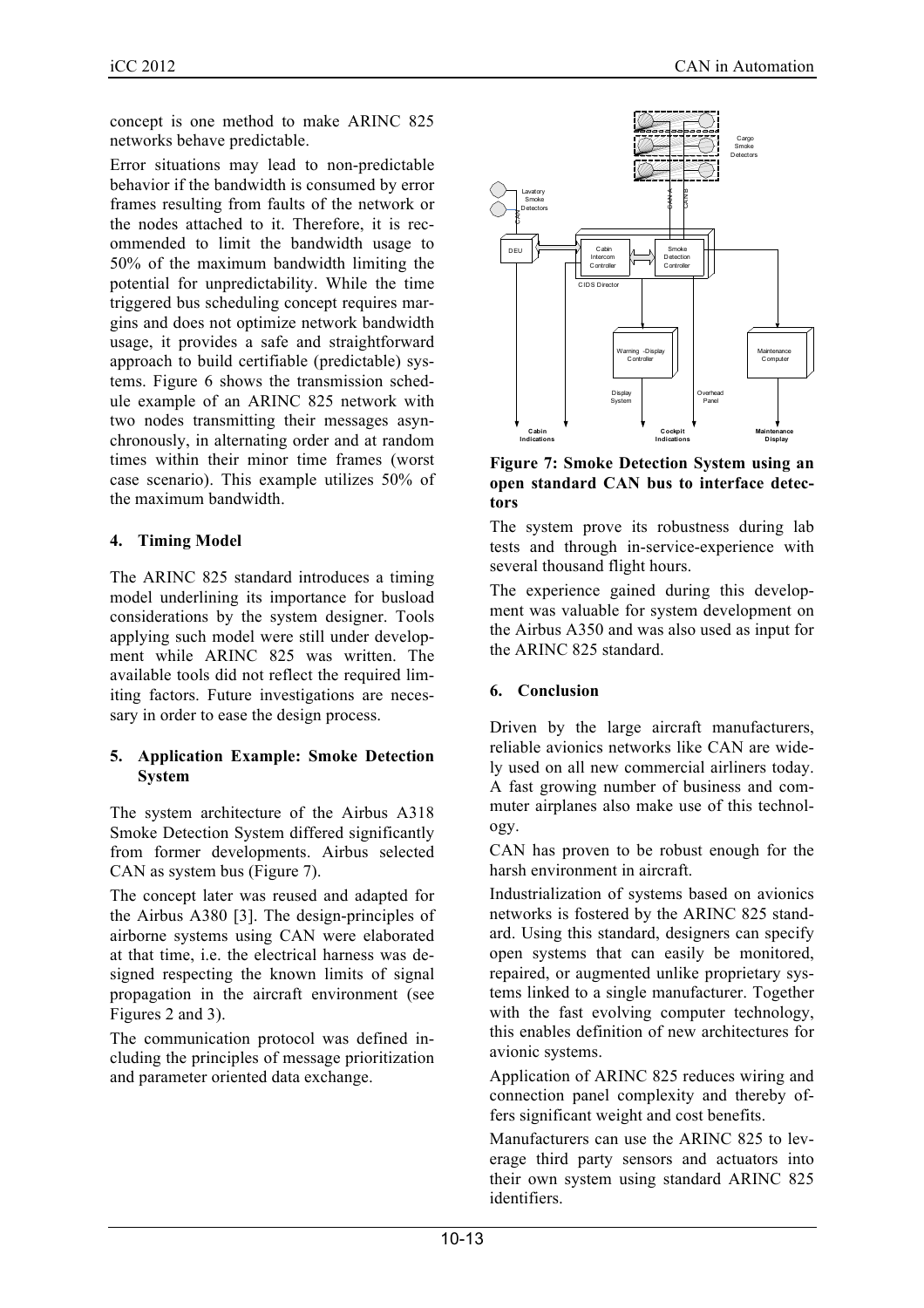concept is one method to make ARINC 825 networks behave predictable.

Error situations may lead to non-predictable behavior if the bandwidth is consumed by error frames resulting from faults of the network or the nodes attached to it. Therefore, it is recommended to limit the bandwidth usage to 50% of the maximum bandwidth limiting the potential for unpredictability. While the time triggered bus scheduling concept requires margins and does not optimize network bandwidth usage, it provides a safe and straightforward approach to build certifiable (predictable) systems. Figure 6 shows the transmission schedule example of an ARINC 825 network with two nodes transmitting their messages asynchronously, in alternating order and at random times within their minor time frames (worst case scenario). This example utilizes 50% of the maximum bandwidth.

## 4. Timing Model

The ARINC 825 standard introduces a timing model underlining its importance for busload considerations by the system designer. Tools applying such model were still under development while ARINC 825 was written. The available tools did not reflect the required limiting factors. Future investigations are necessary in order to ease the design process.

## 5. Application Example: Smoke Detection System

The system architecture of the Airbus A318 Smoke Detection System differed significantly from former developments. Airbus selected CAN as system bus (Figure 7).

The concept later was reused and adapted for the Airbus A380 [3]. The design-principles of airborne systems using CAN were elaborated at that time, i.e. the electrical harness was designed respecting the known limits of signal propagation in the aircraft environment (see Figures 2 and 3).

The communication protocol was defined including the principles of message prioritization and parameter oriented data exchange.

**Figure 7: Smoke Detection System using an open standard CAN bus to interface detectors**

The system prove its robustness during lab tests and through in-service-experience with several thousand flight hours.

The experience gained during this development was valuable for system development on the Airbus A350 and was also used as input for the ARINC 825 standard.

## 6. Conclusion

Driven by the large aircraft manufacturers, reliable avionics networks like CAN are widely used on all new commercial airliners today. A fast growing number of business and commuter airplanes also make use of this technology.

CAN has proven to be robust enough for the harsh environment in aircraft.

Industrialization of systems based on avionics networks is fostered by the ARINC 825 standard. Using this standard, designers can specify open systems that can easily be monitored, repaired, or augmented unlike proprietary systems linked to a single manufacturer. Together with the fast evolving computer technology, this enables definition of new architectures for avionic systems.

Application of ARINC 825 reduces wiring and connection panel complexity and thereby offers significant weight and cost benefits.

Manufacturers can use the ARINC 825 to leverage third party sensors and actuators into their own system using standard ARINC 825 identifiers.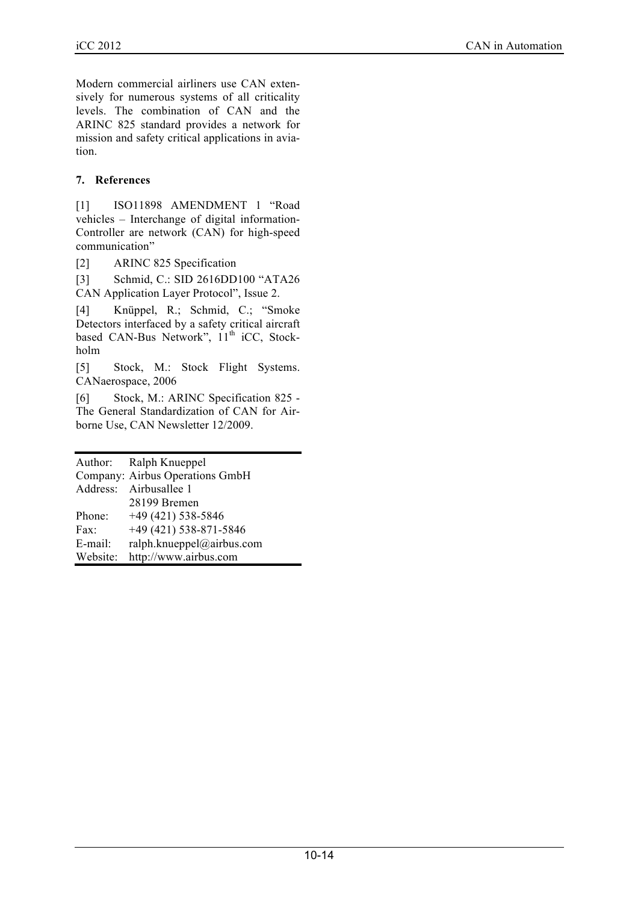Modern commercial airliners use CAN extensively for numerous systems of all criticality levels. The combination of CAN and the ARINC 825 standard provides a network for mission and safety critical applications in aviation.

## 7. References

[1] ISO11898 AMENDMENT 1 "Road vehicles – Interchange of digital information- Controller are network (CAN) for high-speed communication"

[2] ARINC 825 Specification

[3] Schmid, C.: SID 2616DD100 "ATA26 CAN Application Layer Protocol", Issue 2.

[4] Knüppel, R.; Schmid, C.; "Smoke Detectors interfaced by a safety critical aircraft based CAN-Bus Network", 11th iCC, Stockholm

[5] Stock, M.: Stock Flight Systems. CANaerospace, 2006

[6] Stock, M.: ARINC Specification 825 - The General Standardization of CAN for Airborne Use, CAN Newsletter 12/2009.

| | |
|---|---|
| Author: | Ralph Knueppel |
| Company: | Airbus Operations GmbH |
| Address: | Airbusallee 1 |
| | 28199 Bremen |
| Phone: | +49 (421) 538-5846 |
| Fax: | +49 (421) 538-871-5846 |
| E-mail: | ralph.knueppel@airbus.com |
| Website: | http://www.airbus.com |